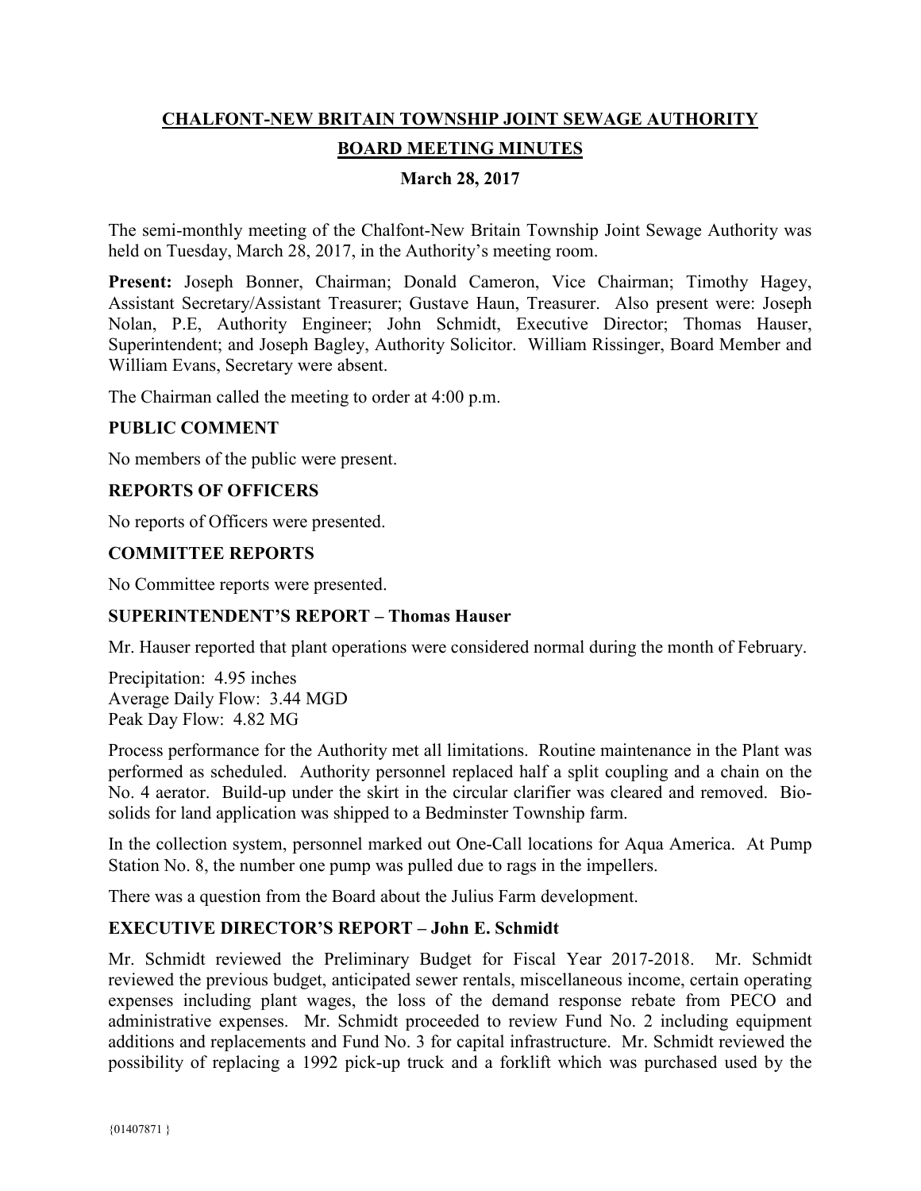# CHALFONT-NEW BRITAIN TOWNSHIP JOINT SEWAGE AUTHORITY

## BOARD MEETING MINUTES

### March 28, 2017

The semi-monthly meeting of the Chalfont-New Britain Township Joint Sewage Authority was held on Tuesday, March 28, 2017, in the Authority's meeting room.

**Present:** Joseph Bonner, Chairman; Donald Cameron, Vice Chairman; Timothy Hagey, Assistant Secretary/Assistant Treasurer; Gustave Haun, Treasurer. Also present were: Joseph Nolan, P.E, Authority Engineer; John Schmidt, Executive Director; Thomas Hauser, Superintendent; and Joseph Bagley, Authority Solicitor. William Rissinger, Board Member and William Evans, Secretary were absent.

The Chairman called the meeting to order at 4:00 p.m.

**PUBLIC COMMENT**

No members of the public were present.

**REPORTS OF OFFICERS**

No reports of Officers were presented.

**COMMITTEE REPORTS**

No Committee reports were presented.

**SUPERINTENDENT'S REPORT – Thomas Hauser**

Mr. Hauser reported that plant operations were considered normal during the month of February.

Precipitation: 4.95 inches
Average Daily Flow: 3.44 MGD
Peak Day Flow: 4.82 MG

Process performance for the Authority met all limitations. Routine maintenance in the Plant was performed as scheduled. Authority personnel replaced half a split coupling and a chain on the No. 4 aerator. Build-up under the skirt in the circular clarifier was cleared and removed. Bio-solids for land application was shipped to a Bedminster Township farm.

In the collection system, personnel marked out One-Call locations for Aqua America. At Pump Station No. 8, the number one pump was pulled due to rags in the impellers.

There was a question from the Board about the Julius Farm development.

**EXECUTIVE DIRECTOR'S REPORT – John E. Schmidt**

Mr. Schmidt reviewed the Preliminary Budget for Fiscal Year 2017-2018. Mr. Schmidt reviewed the previous budget, anticipated sewer rentals, miscellaneous income, certain operating expenses including plant wages, the loss of the demand response rebate from PECO and administrative expenses. Mr. Schmidt proceeded to review Fund No. 2 including equipment additions and replacements and Fund No. 3 for capital infrastructure. Mr. Schmidt reviewed the possibility of replacing a 1992 pick-up truck and a forklift which was purchased used by the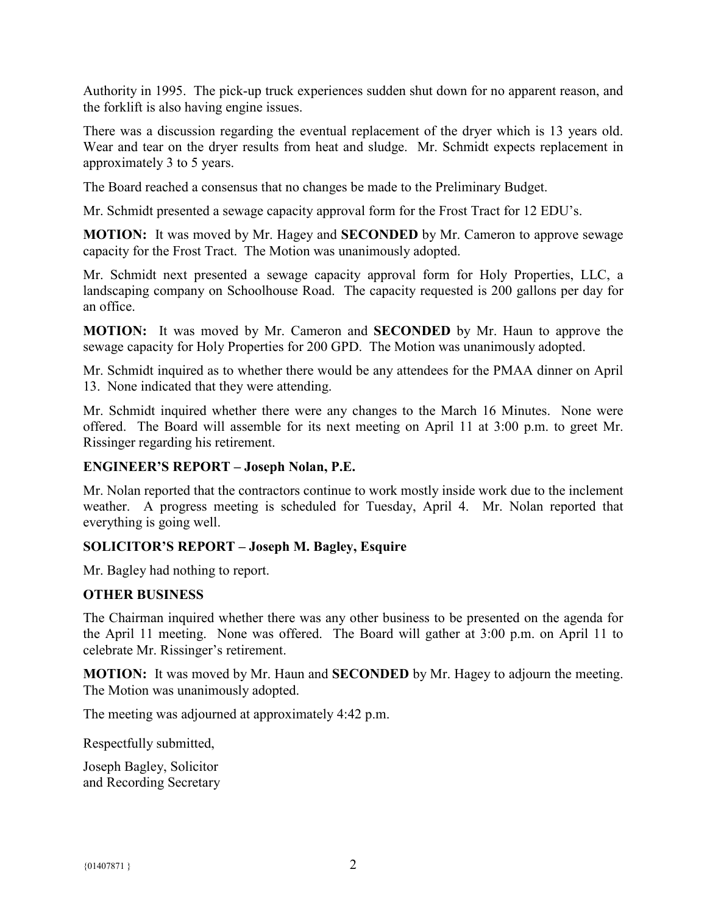Authority in 1995. The pick-up truck experiences sudden shut down for no apparent reason, and the forklift is also having engine issues.

There was a discussion regarding the eventual replacement of the dryer which is 13 years old. Wear and tear on the dryer results from heat and sludge. Mr. Schmidt expects replacement in approximately 3 to 5 years.

The Board reached a consensus that no changes be made to the Preliminary Budget.

Mr. Schmidt presented a sewage capacity approval form for the Frost Tract for 12 EDU's.

**MOTION:** It was moved by Mr. Hagey and **SECONDED** by Mr. Cameron to approve sewage capacity for the Frost Tract. The Motion was unanimously adopted.

Mr. Schmidt next presented a sewage capacity approval form for Holy Properties, LLC, a landscaping company on Schoolhouse Road. The capacity requested is 200 gallons per day for an office.

**MOTION:** It was moved by Mr. Cameron and **SECONDED** by Mr. Haun to approve the sewage capacity for Holy Properties for 200 GPD. The Motion was unanimously adopted.

Mr. Schmidt inquired as to whether there would be any attendees for the PMAA dinner on April 13. None indicated that they were attending.

Mr. Schmidt inquired whether there were any changes to the March 16 Minutes. None were offered. The Board will assemble for its next meeting on April 11 at 3:00 p.m. to greet Mr. Rissinger regarding his retirement.

**ENGINEER'S REPORT – Joseph Nolan, P.E.**

Mr. Nolan reported that the contractors continue to work mostly inside work due to the inclement weather. A progress meeting is scheduled for Tuesday, April 4. Mr. Nolan reported that everything is going well.

**SOLICITOR'S REPORT – Joseph M. Bagley, Esquire**

Mr. Bagley had nothing to report.

**OTHER BUSINESS**

The Chairman inquired whether there was any other business to be presented on the agenda for the April 11 meeting. None was offered. The Board will gather at 3:00 p.m. on April 11 to celebrate Mr. Rissinger's retirement.

**MOTION:** It was moved by Mr. Haun and **SECONDED** by Mr. Hagey to adjourn the meeting. The Motion was unanimously adopted.

The meeting was adjourned at approximately 4:42 p.m.

Respectfully submitted,

Joseph Bagley, Solicitor
and Recording Secretary

{01407871 }